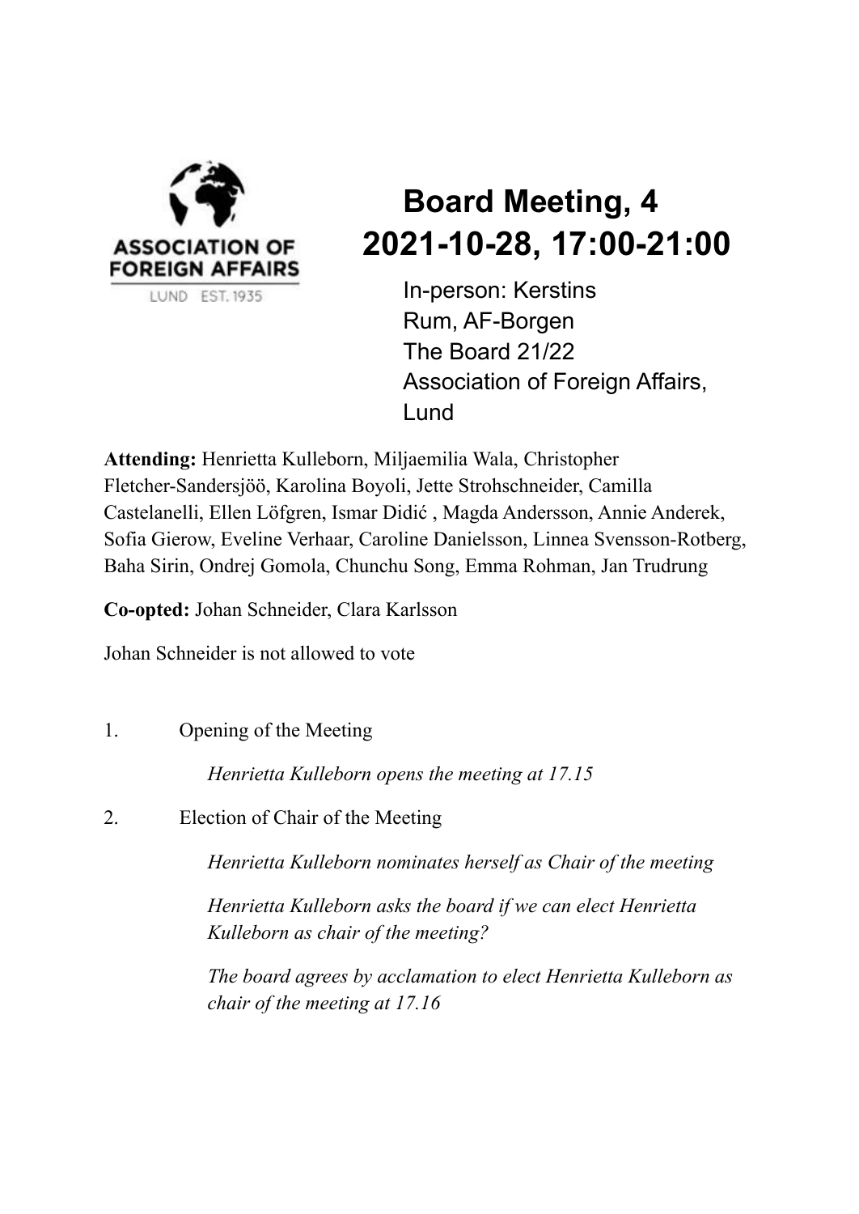# Board Meeting, 4
# 2021-10-28, 17:00-21:00

In-person: Kerstins Rum, AF-Borgen
The Board 21/22
Association of Foreign Affairs, Lund

**Attending:** Henrietta Kulleborn, Miljaemilia Wala, Christopher Fletcher-Sandersjöö, Karolina Boyoli, Jette Strohschneider, Camilla Castelanelli, Ellen Löfgren, Ismar Didić , Magda Andersson, Annie Anderek, Sofia Gierow, Eveline Verhaar, Caroline Danielsson, Linnea Svensson-Rotberg, Baha Sirin, Ondrej Gomola, Chunchu Song, Emma Rohman, Jan Trudrung

**Co-opted:** Johan Schneider, Clara Karlsson

Johan Schneider is not allowed to vote

1. Opening of the Meeting

   *Henrietta Kulleborn opens the meeting at 17.15*

2. Election of Chair of the Meeting

   *Henrietta Kulleborn nominates herself as Chair of the meeting*

   *Henrietta Kulleborn asks the board if we can elect Henrietta Kulleborn as chair of the meeting?*

   *The board agrees by acclamation to elect Henrietta Kulleborn as chair of the meeting at 17.16*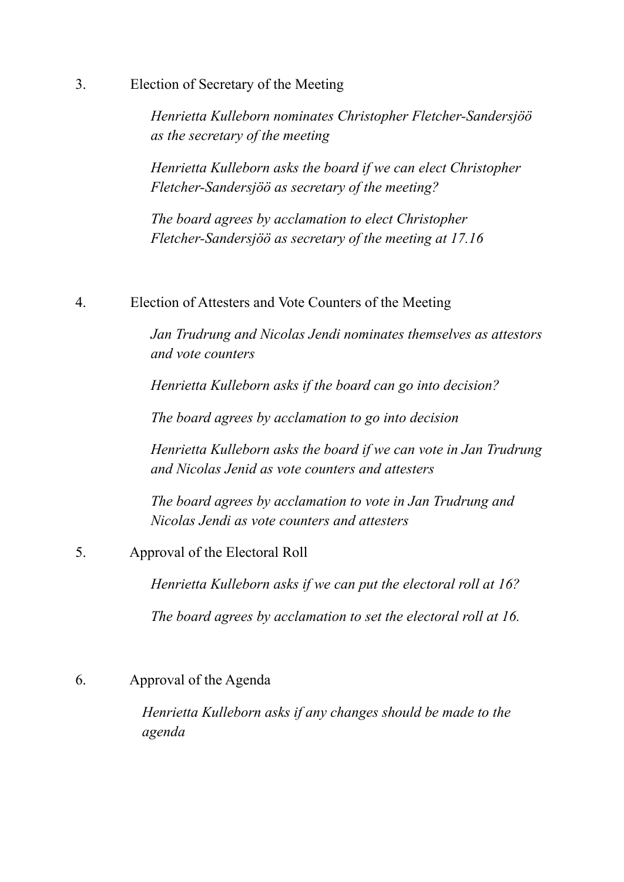3. Election of Secretary of the Meeting

*Henrietta Kulleborn nominates Christopher Fletcher-Sandersjöö as the secretary of the meeting*

*Henrietta Kulleborn asks the board if we can elect Christopher Fletcher-Sandersjöö as secretary of the meeting?*

*The board agrees by acclamation to elect Christopher Fletcher-Sandersjöö as secretary of the meeting at 17.16*

4. Election of Attesters and Vote Counters of the Meeting

*Jan Trudrung and Nicolas Jendi nominates themselves as attestors and vote counters*

*Henrietta Kulleborn asks if the board can go into decision?*

*The board agrees by acclamation to go into decision*

*Henrietta Kulleborn asks the board if we can vote in Jan Trudrung and Nicolas Jenid as vote counters and attesters*

*The board agrees by acclamation to vote in Jan Trudrung and Nicolas Jendi as vote counters and attesters*

5. Approval of the Electoral Roll

*Henrietta Kulleborn asks if we can put the electoral roll at 16?*

*The board agrees by acclamation to set the electoral roll at 16.*

6. Approval of the Agenda

*Henrietta Kulleborn asks if any changes should be made to the agenda*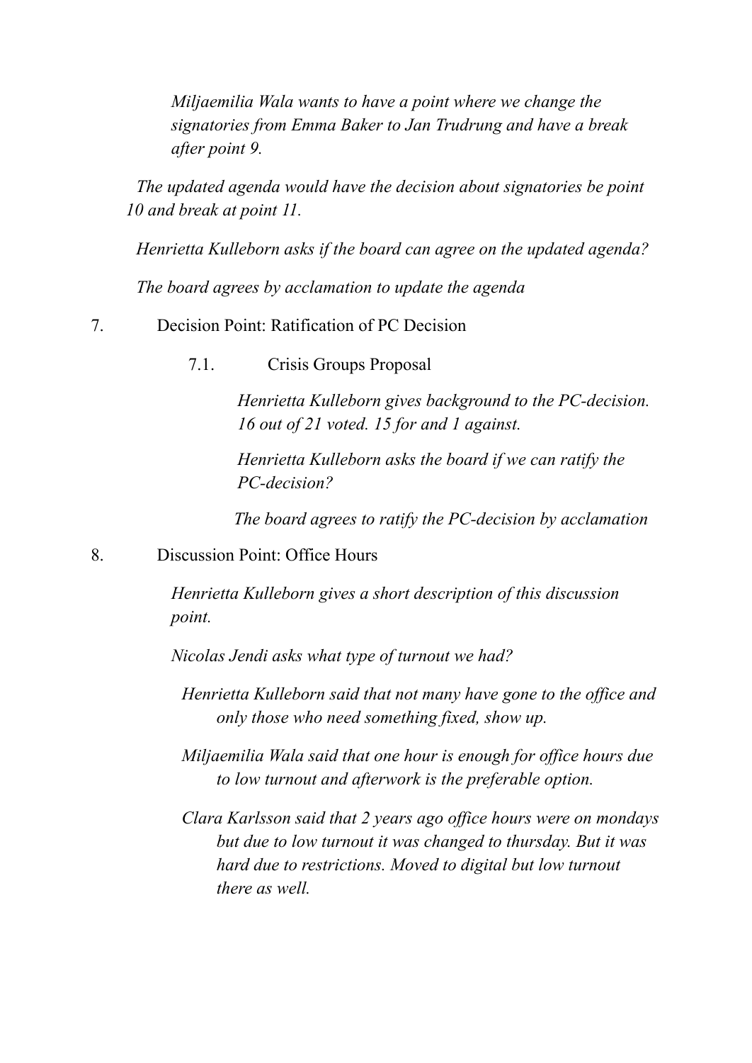*Miljaemilia Wala wants to have a point where we change the signatories from Emma Baker to Jan Trudrung and have a break after point 9.*

*The updated agenda would have the decision about signatories be point 10 and break at point 11.*

*Henrietta Kulleborn asks if the board can agree on the updated agenda?*

*The board agrees by acclamation to update the agenda*

7. Decision Point: Ratification of PC Decision

    7.1. Crisis Groups Proposal

    *Henrietta Kulleborn gives background to the PC-decision. 16 out of 21 voted. 15 for and 1 against.*

    *Henrietta Kulleborn asks the board if we can ratify the PC-decision?*

    *The board agrees to ratify the PC-decision by acclamation*

8. Discussion Point: Office Hours

    *Henrietta Kulleborn gives a short description of this discussion point.*

    *Nicolas Jendi asks what type of turnout we had?*

    *Henrietta Kulleborn said that not many have gone to the office and only those who need something fixed, show up.*

    *Miljaemilia Wala said that one hour is enough for office hours due to low turnout and afterwork is the preferable option.*

    *Clara Karlsson said that 2 years ago office hours were on mondays but due to low turnout it was changed to thursday. But it was hard due to restrictions. Moved to digital but low turnout there as well.*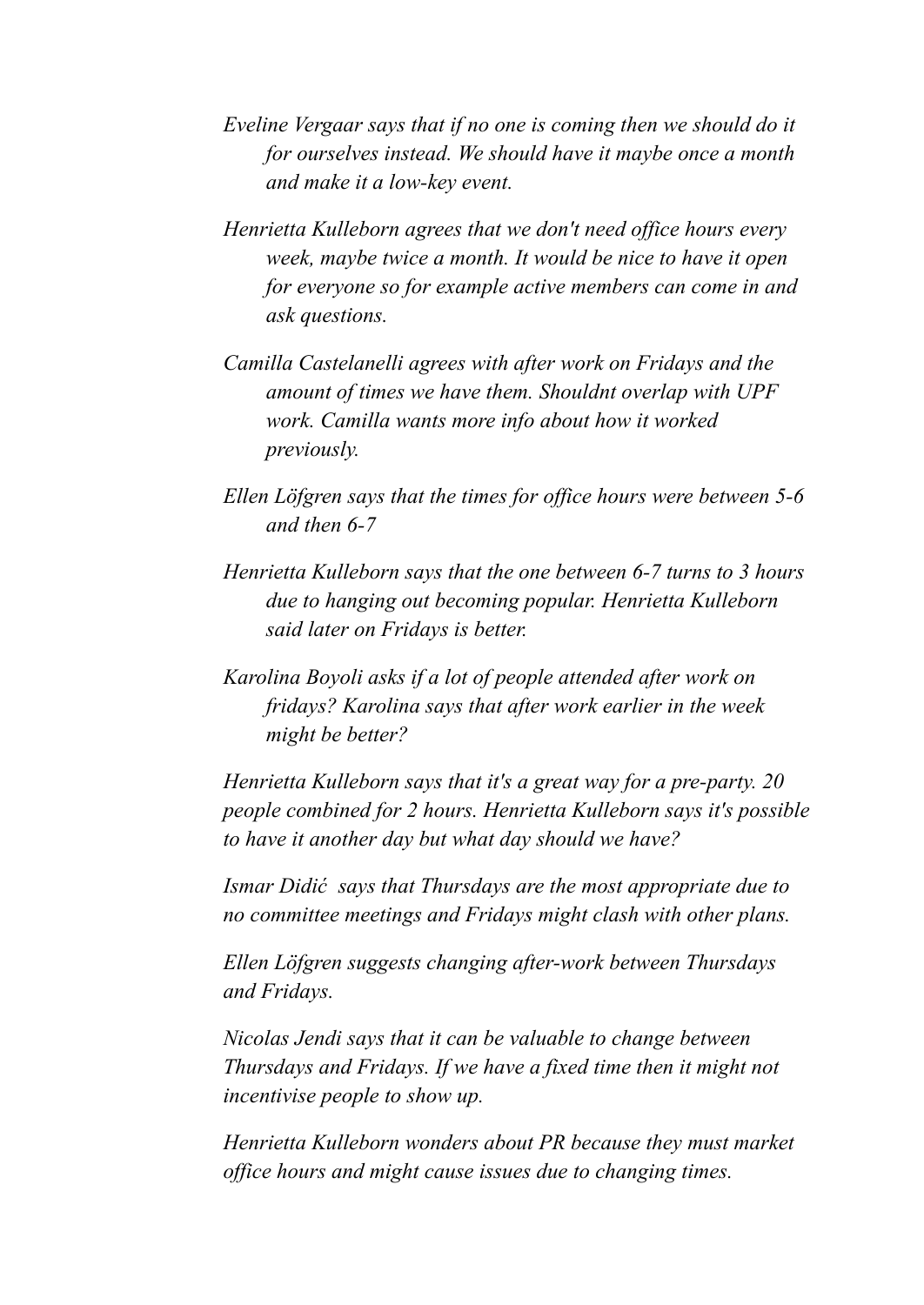*Eveline Vergaar says that if no one is coming then we should do it for ourselves instead. We should have it maybe once a month and make it a low-key event.*

*Henrietta Kulleborn agrees that we don't need office hours every week, maybe twice a month. It would be nice to have it open for everyone so for example active members can come in and ask questions.*

*Camilla Castelanelli agrees with after work on Fridays and the amount of times we have them. Shouldnt overlap with UPF work. Camilla wants more info about how it worked previously.*

*Ellen Löfgren says that the times for office hours were between 5-6 and then 6-7*

*Henrietta Kulleborn says that the one between 6-7 turns to 3 hours due to hanging out becoming popular. Henrietta Kulleborn said later on Fridays is better.*

*Karolina Boyoli asks if a lot of people attended after work on fridays? Karolina says that after work earlier in the week might be better?*

*Henrietta Kulleborn says that it's a great way for a pre-party. 20 people combined for 2 hours. Henrietta Kulleborn says it's possible to have it another day but what day should we have?*

*Ismar Didić says that Thursdays are the most appropriate due to no committee meetings and Fridays might clash with other plans.*

*Ellen Löfgren suggests changing after-work between Thursdays and Fridays.*

*Nicolas Jendi says that it can be valuable to change between Thursdays and Fridays. If we have a fixed time then it might not incentivise people to show up.*

*Henrietta Kulleborn wonders about PR because they must market office hours and might cause issues due to changing times.*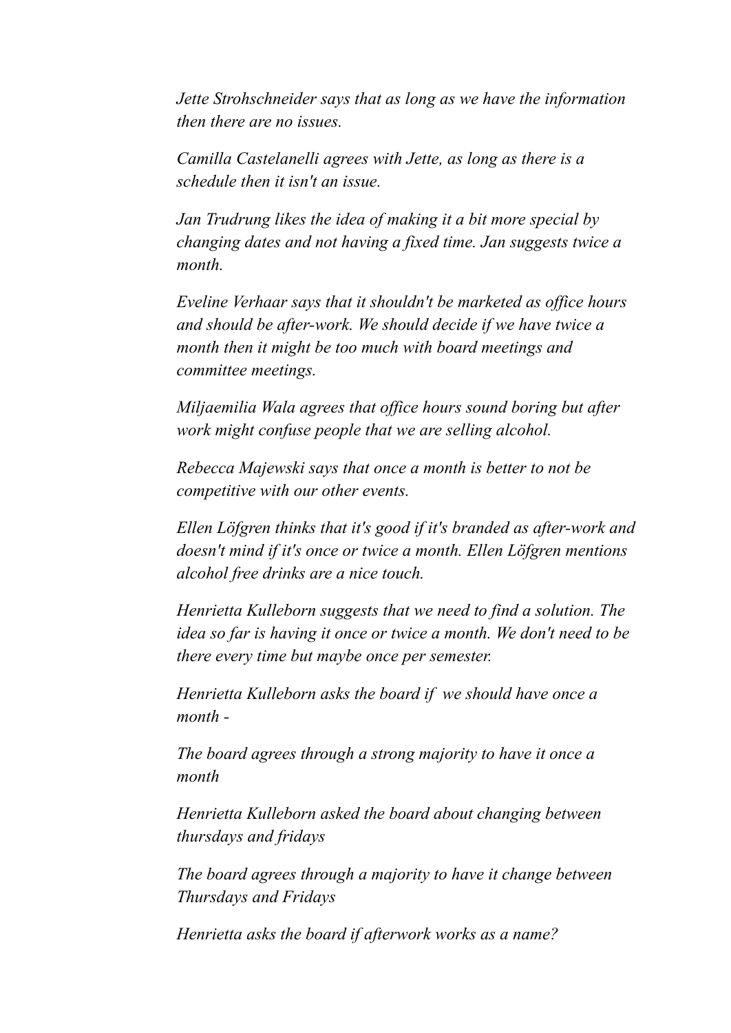*Jette Strohschneider says that as long as we have the information then there are no issues.*

*Camilla Castelanelli agrees with Jette, as long as there is a schedule then it isn't an issue.*

*Jan Trudrung likes the idea of making it a bit more special by changing dates and not having a fixed time. Jan suggests twice a month.*

*Eveline Verhaar says that it shouldn't be marketed as office hours and should be after-work. We should decide if we have twice a month then it might be too much with board meetings and committee meetings.*

*Miljaemilia Wala agrees that office hours sound boring but after work might confuse people that we are selling alcohol.*

*Rebecca Majewski says that once a month is better to not be competitive with our other events.*

*Ellen Löfgren thinks that it's good if it's branded as after-work and doesn't mind if it's once or twice a month. Ellen Löfgren mentions alcohol free drinks are a nice touch.*

*Henrietta Kulleborn suggests that we need to find a solution. The idea so far is having it once or twice a month. We don't need to be there every time but maybe once per semester.*

*Henrietta Kulleborn asks the board if we should have once a month -*

*The board agrees through a strong majority to have it once a month*

*Henrietta Kulleborn asked the board about changing between thursdays and fridays*

*The board agrees through a majority to have it change between Thursdays and Fridays*

*Henrietta asks the board if afterwork works as a name?*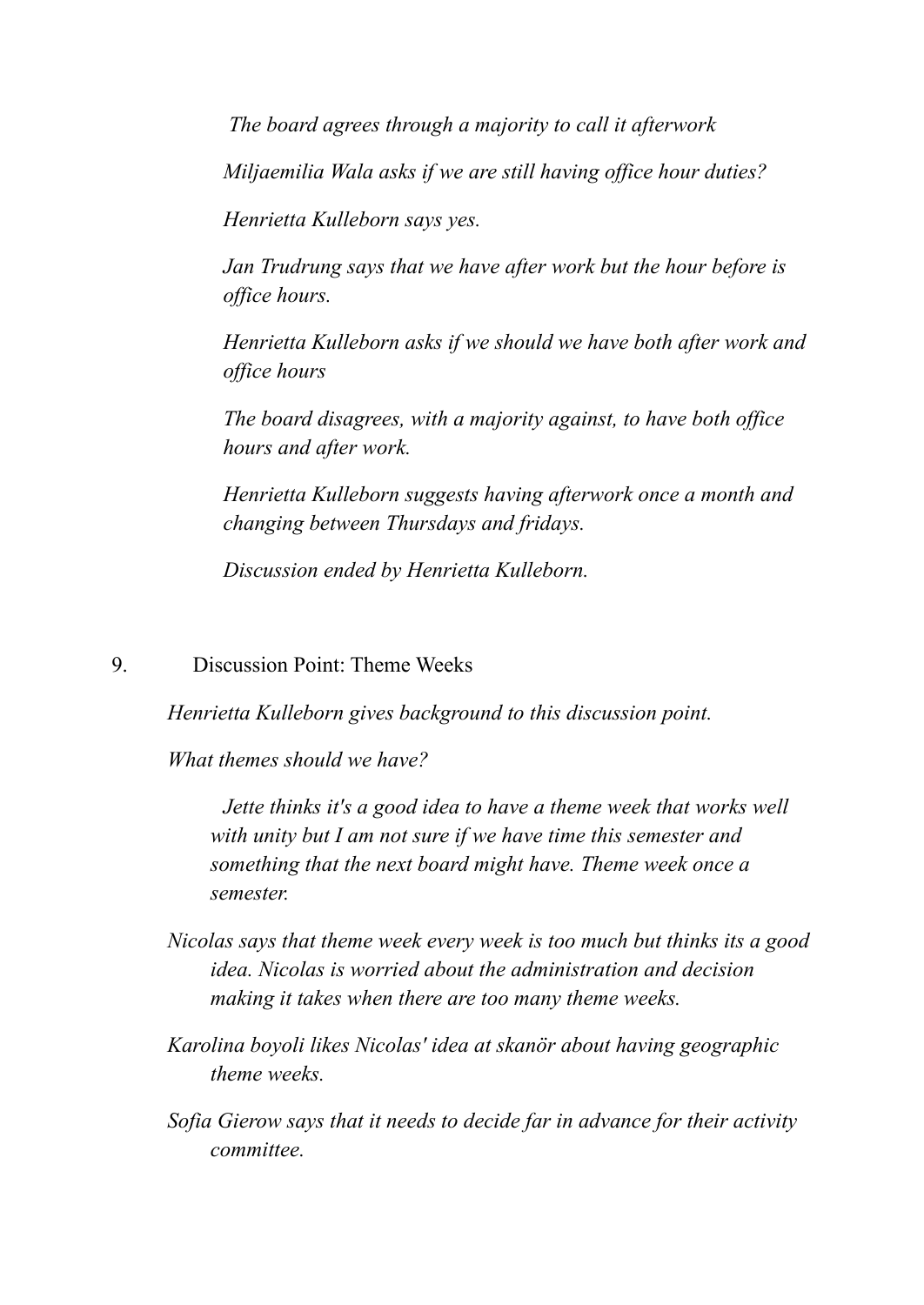*The board agrees through a majority to call it afterwork*

*Miljaemilia Wala asks if we are still having office hour duties?*

*Henrietta Kulleborn says yes.*

*Jan Trudrung says that we have after work but the hour before is office hours.*

*Henrietta Kulleborn asks if we should we have both after work and office hours*

*The board disagrees, with a majority against, to have both office hours and after work.*

*Henrietta Kulleborn suggests having afterwork once a month and changing between Thursdays and fridays.*

*Discussion ended by Henrietta Kulleborn.*

9. Discussion Point: Theme Weeks

*Henrietta Kulleborn gives background to this discussion point.*

*What themes should we have?*

*Jette thinks it's a good idea to have a theme week that works well with unity but I am not sure if we have time this semester and something that the next board might have. Theme week once a semester.*

*Nicolas says that theme week every week is too much but thinks its a good idea. Nicolas is worried about the administration and decision making it takes when there are too many theme weeks.*

*Karolina boyoli likes Nicolas' idea at skanör about having geographic theme weeks.*

*Sofia Gierow says that it needs to decide far in advance for their activity committee.*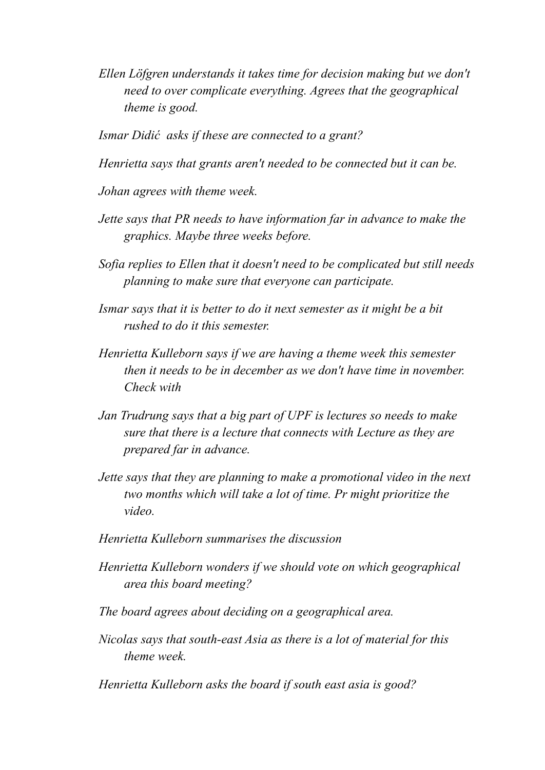*Ellen Löfgren understands it takes time for decision making but we don't need to over complicate everything. Agrees that the geographical theme is good.*

*Ismar Didić asks if these are connected to a grant?*

*Henrietta says that grants aren't needed to be connected but it can be.*

*Johan agrees with theme week.*

*Jette says that PR needs to have information far in advance to make the graphics. Maybe three weeks before.*

*Sofia replies to Ellen that it doesn't need to be complicated but still needs planning to make sure that everyone can participate.*

*Ismar says that it is better to do it next semester as it might be a bit rushed to do it this semester.*

*Henrietta Kulleborn says if we are having a theme week this semester then it needs to be in december as we don't have time in november. Check with*

*Jan Trudrung says that a big part of UPF is lectures so needs to make sure that there is a lecture that connects with Lecture as they are prepared far in advance.*

*Jette says that they are planning to make a promotional video in the next two months which will take a lot of time. Pr might prioritize the video.*

*Henrietta Kulleborn summarises the discussion*

*Henrietta Kulleborn wonders if we should vote on which geographical area this board meeting?*

*The board agrees about deciding on a geographical area.*

*Nicolas says that south-east Asia as there is a lot of material for this theme week.*

*Henrietta Kulleborn asks the board if south east asia is good?*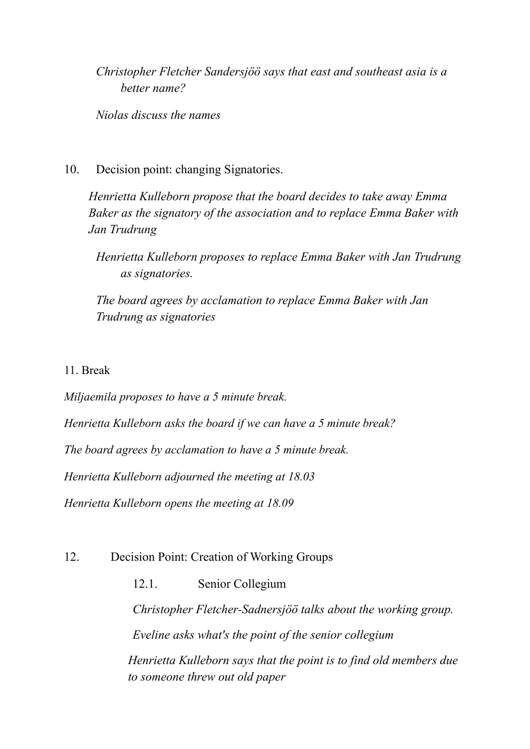*Christopher Fletcher Sandersjöö says that east and southeast asia is a better name?*

*Niolas discuss the names*

10. Decision point: changing Signatories.

*Henrietta Kulleborn propose that the board decides to take away Emma Baker as the signatory of the association and to replace Emma Baker with Jan Trudrung*

*Henrietta Kulleborn proposes to replace Emma Baker with Jan Trudrung as signatories.*

*The board agrees by acclamation to replace Emma Baker with Jan Trudrung as signatories*

11. Break

*Miljaemila proposes to have a 5 minute break.*

*Henrietta Kulleborn asks the board if we can have a 5 minute break?*

*The board agrees by acclamation to have a 5 minute break.*

*Henrietta Kulleborn adjourned the meeting at 18.03*

*Henrietta Kulleborn opens the meeting at 18.09*

12. Decision Point: Creation of Working Groups

12.1. Senior Collegium

*Christopher Fletcher-Sadnersjöö talks about the working group.*

*Eveline asks what's the point of the senior collegium*

*Henrietta Kulleborn says that the point is to find old members due to someone threw out old paper*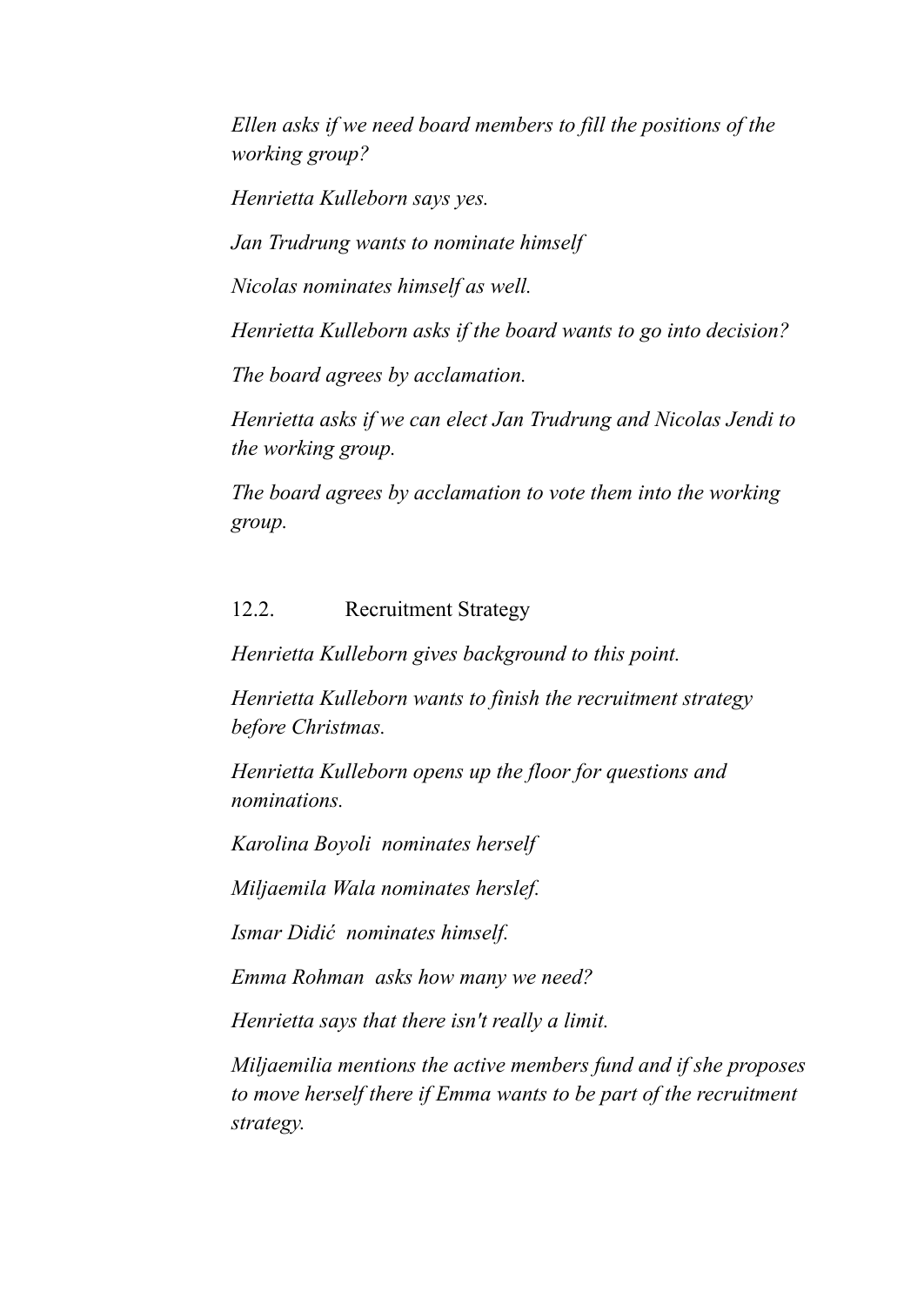*Ellen asks if we need board members to fill the positions of the working group?*

*Henrietta Kulleborn says yes.*

*Jan Trudrung wants to nominate himself*

*Nicolas nominates himself as well.*

*Henrietta Kulleborn asks if the board wants to go into decision?*

*The board agrees by acclamation.*

*Henrietta asks if we can elect Jan Trudrung and Nicolas Jendi to the working group.*

*The board agrees by acclamation to vote them into the working group.*

12.2. Recruitment Strategy

*Henrietta Kulleborn gives background to this point.*

*Henrietta Kulleborn wants to finish the recruitment strategy before Christmas.*

*Henrietta Kulleborn opens up the floor for questions and nominations.*

*Karolina Boyoli nominates herself*

*Miljaemila Wala nominates herslef.*

*Ismar Didić nominates himself.*

*Emma Rohman asks how many we need?*

*Henrietta says that there isn't really a limit.*

*Miljaemilia mentions the active members fund and if she proposes to move herself there if Emma wants to be part of the recruitment strategy.*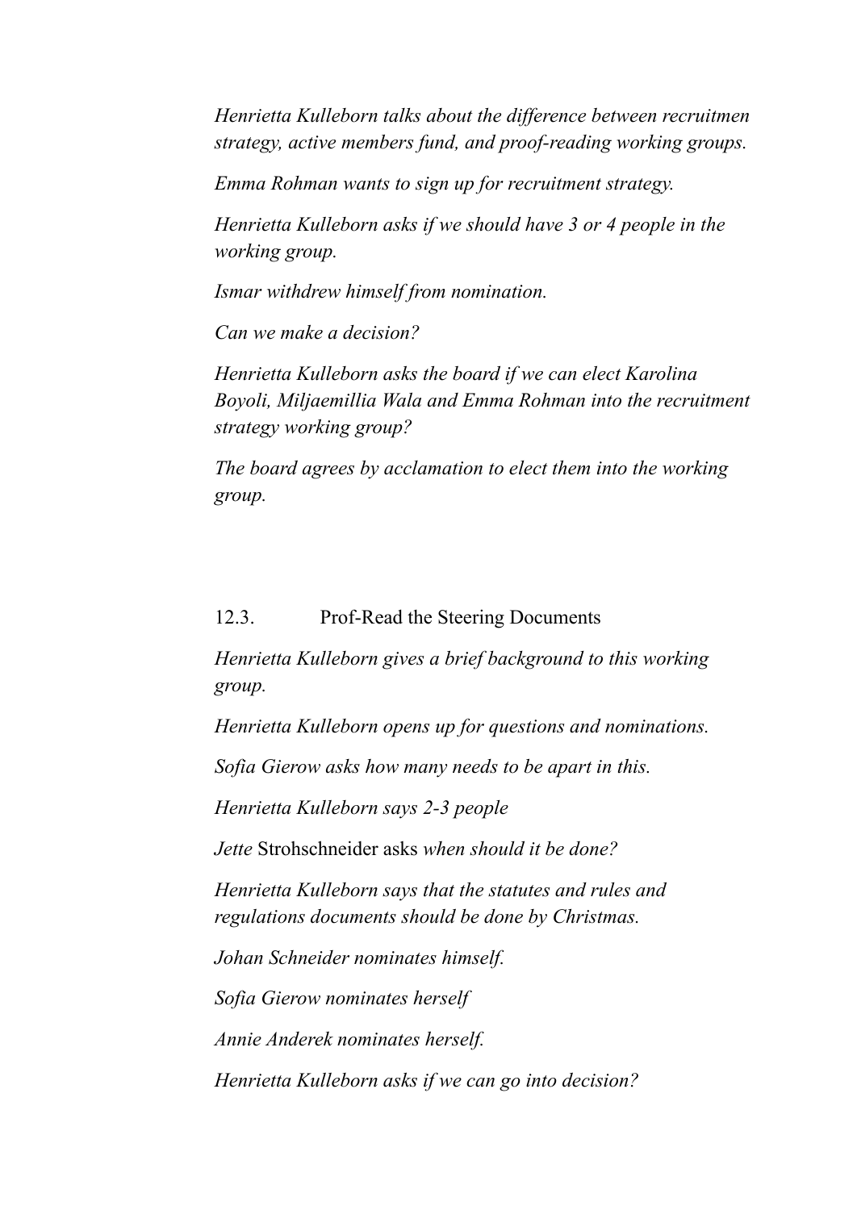*Henrietta Kulleborn talks about the difference between recruitmen strategy, active members fund, and proof-reading working groups.*

*Emma Rohman wants to sign up for recruitment strategy.*

*Henrietta Kulleborn asks if we should have 3 or 4 people in the working group.*

*Ismar withdrew himself from nomination.*

*Can we make a decision?*

*Henrietta Kulleborn asks the board if we can elect Karolina Boyoli, Miljaemillia Wala and Emma Rohman into the recruitment strategy working group?*

*The board agrees by acclamation to elect them into the working group.*

12.3. Prof-Read the Steering Documents

*Henrietta Kulleborn gives a brief background to this working group.*

*Henrietta Kulleborn opens up for questions and nominations.*

*Sofia Gierow asks how many needs to be apart in this.*

*Henrietta Kulleborn says 2-3 people*

*Jette* Strohschneider asks *when should it be done?*

*Henrietta Kulleborn says that the statutes and rules and regulations documents should be done by Christmas.*

*Johan Schneider nominates himself.*

*Sofia Gierow nominates herself*

*Annie Anderek nominates herself.*

*Henrietta Kulleborn asks if we can go into decision?*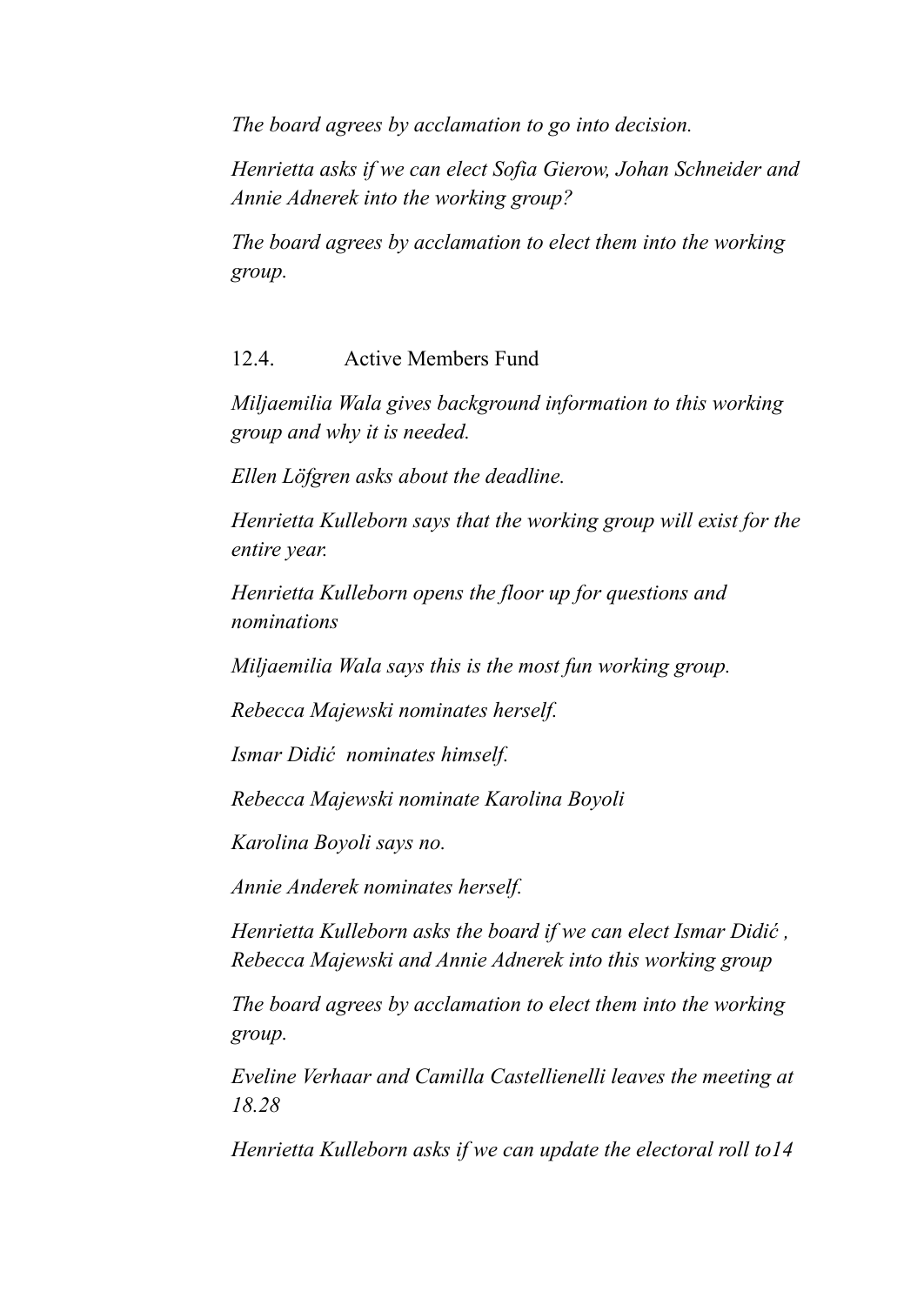*The board agrees by acclamation to go into decision.*

*Henrietta asks if we can elect Sofia Gierow, Johan Schneider and Annie Adnerek into the working group?*

*The board agrees by acclamation to elect them into the working group.*

12.4. Active Members Fund

*Miljaemilia Wala gives background information to this working group and why it is needed.*

*Ellen Löfgren asks about the deadline.*

*Henrietta Kulleborn says that the working group will exist for the entire year.*

*Henrietta Kulleborn opens the floor up for questions and nominations*

*Miljaemilia Wala says this is the most fun working group.*

*Rebecca Majewski nominates herself.*

*Ismar Didić nominates himself.*

*Rebecca Majewski nominate Karolina Boyoli*

*Karolina Boyoli says no.*

*Annie Anderek nominates herself.*

*Henrietta Kulleborn asks the board if we can elect Ismar Didić , Rebecca Majewski and Annie Adnerek into this working group*

*The board agrees by acclamation to elect them into the working group.*

*Eveline Verhaar and Camilla Castellienelli leaves the meeting at 18.28*

*Henrietta Kulleborn asks if we can update the electoral roll to14*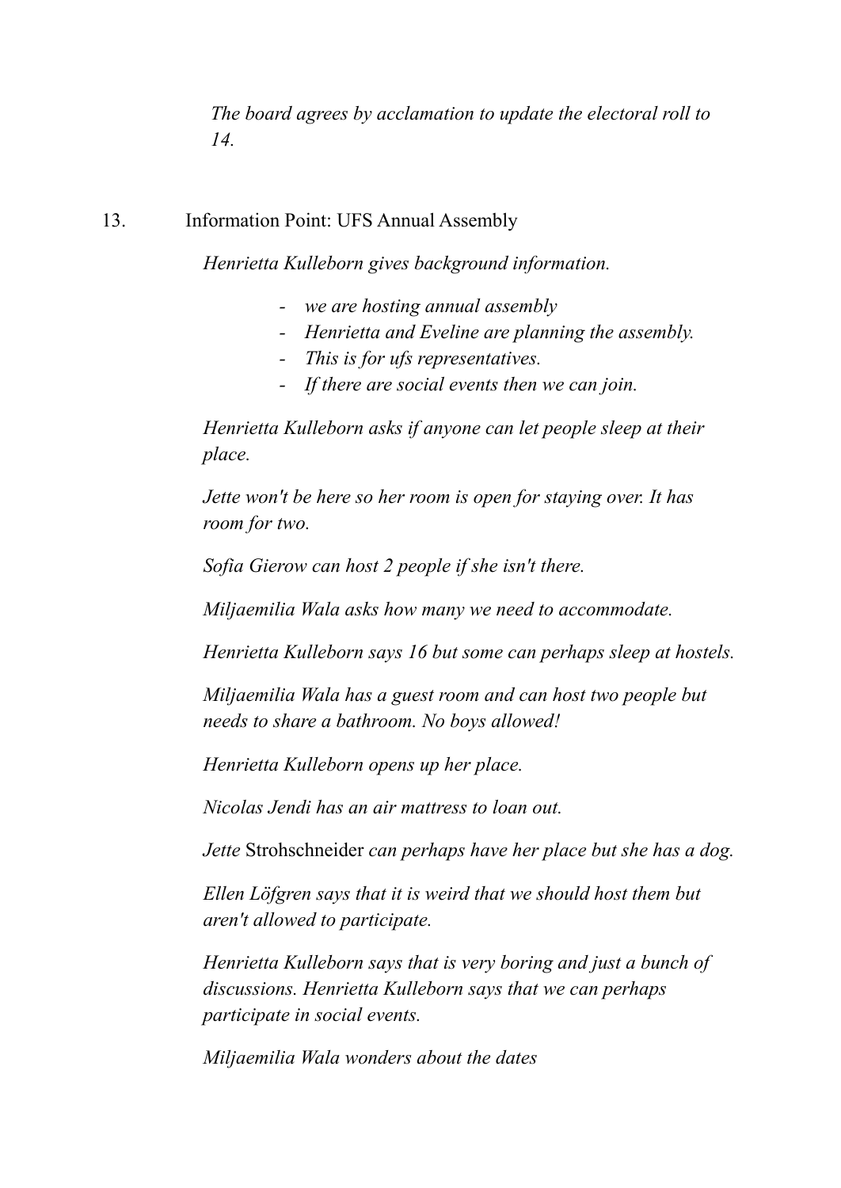*The board agrees by acclamation to update the electoral roll to 14.*

13. Information Point: UFS Annual Assembly

*Henrietta Kulleborn gives background information.*

- *we are hosting annual assembly*
- *Henrietta and Eveline are planning the assembly.*
- *This is for ufs representatives.*
- *If there are social events then we can join.*

*Henrietta Kulleborn asks if anyone can let people sleep at their place.*

*Jette won't be here so her room is open for staying over. It has room for two.*

*Sofia Gierow can host 2 people if she isn't there.*

*Miljaemilia Wala asks how many we need to accommodate.*

*Henrietta Kulleborn says 16 but some can perhaps sleep at hostels.*

*Miljaemilia Wala has a guest room and can host two people but needs to share a bathroom. No boys allowed!*

*Henrietta Kulleborn opens up her place.*

*Nicolas Jendi has an air mattress to loan out.*

*Jette* Strohschneider *can perhaps have her place but she has a dog.*

*Ellen Löfgren says that it is weird that we should host them but aren't allowed to participate.*

*Henrietta Kulleborn says that is very boring and just a bunch of discussions. Henrietta Kulleborn says that we can perhaps participate in social events.*

*Miljaemilia Wala wonders about the dates*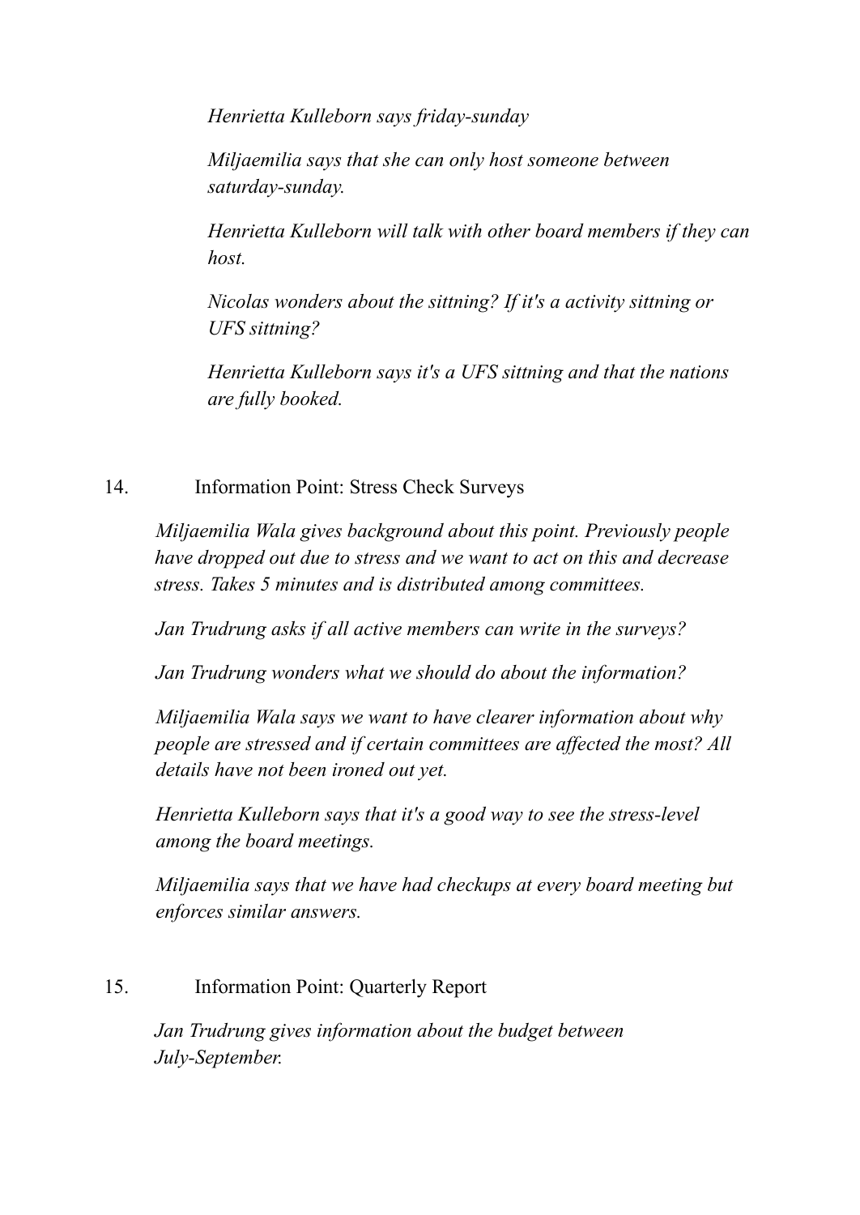*Henrietta Kulleborn says friday-sunday*

*Miljaemilia says that she can only host someone between saturday-sunday.*

*Henrietta Kulleborn will talk with other board members if they can host.*

*Nicolas wonders about the sittning? If it's a activity sittning or UFS sittning?*

*Henrietta Kulleborn says it's a UFS sittning and that the nations are fully booked.*

14. Information Point: Stress Check Surveys

*Miljaemilia Wala gives background about this point. Previously people have dropped out due to stress and we want to act on this and decrease stress. Takes 5 minutes and is distributed among committees.*

*Jan Trudrung asks if all active members can write in the surveys?*

*Jan Trudrung wonders what we should do about the information?*

*Miljaemilia Wala says we want to have clearer information about why people are stressed and if certain committees are affected the most? All details have not been ironed out yet.*

*Henrietta Kulleborn says that it's a good way to see the stress-level among the board meetings.*

*Miljaemilia says that we have had checkups at every board meeting but enforces similar answers.*

15. Information Point: Quarterly Report

*Jan Trudrung gives information about the budget between July-September.*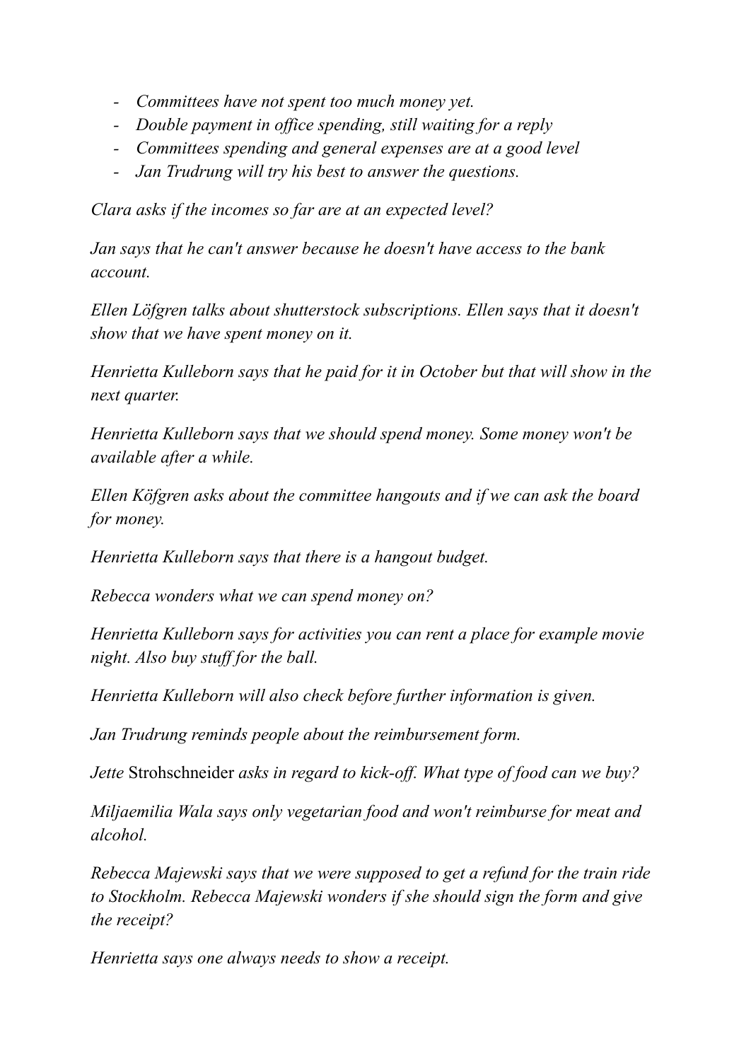- *Committees have not spent too much money yet.*
- *Double payment in office spending, still waiting for a reply*
- *Committees spending and general expenses are at a good level*
- *Jan Trudrung will try his best to answer the questions.*

*Clara asks if the incomes so far are at an expected level?*

*Jan says that he can't answer because he doesn't have access to the bank account.*

*Ellen Löfgren talks about shutterstock subscriptions. Ellen says that it doesn't show that we have spent money on it.*

*Henrietta Kulleborn says that he paid for it in October but that will show in the next quarter.*

*Henrietta Kulleborn says that we should spend money. Some money won't be available after a while.*

*Ellen Köfgren asks about the committee hangouts and if we can ask the board for money.*

*Henrietta Kulleborn says that there is a hangout budget.*

*Rebecca wonders what we can spend money on?*

*Henrietta Kulleborn says for activities you can rent a place for example movie night. Also buy stuff for the ball.*

*Henrietta Kulleborn will also check before further information is given.*

*Jan Trudrung reminds people about the reimbursement form.*

*Jette* Strohschneider *asks in regard to kick-off. What type of food can we buy?*

*Miljaemilia Wala says only vegetarian food and won't reimburse for meat and alcohol.*

*Rebecca Majewski says that we were supposed to get a refund for the train ride to Stockholm. Rebecca Majewski wonders if she should sign the form and give the receipt?*

*Henrietta says one always needs to show a receipt.*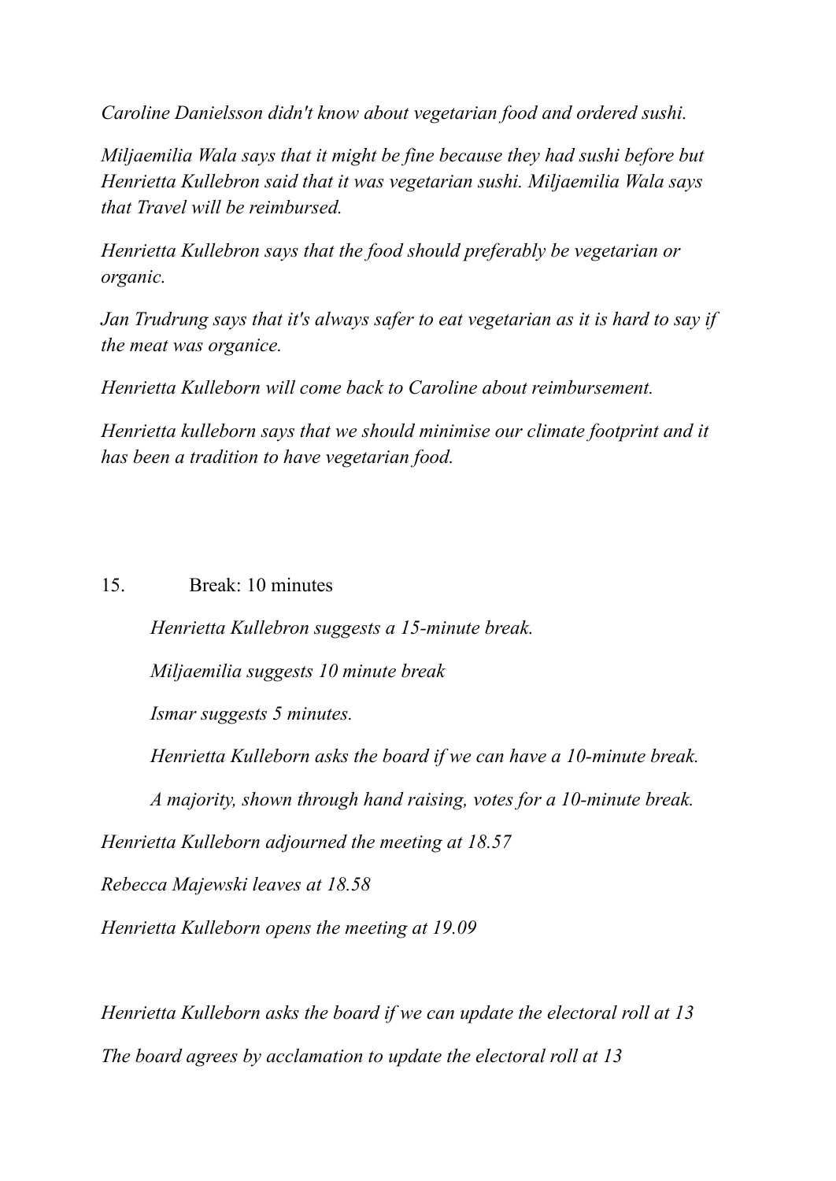*Caroline Danielsson didn't know about vegetarian food and ordered sushi.*

*Miljaemilia Wala says that it might be fine because they had sushi before but Henrietta Kullebron said that it was vegetarian sushi. Miljaemilia Wala says that Travel will be reimbursed.*

*Henrietta Kullebron says that the food should preferably be vegetarian or organic.*

*Jan Trudrung says that it's always safer to eat vegetarian as it is hard to say if the meat was organice.*

*Henrietta Kulleborn will come back to Caroline about reimbursement.*

*Henrietta kulleborn says that we should minimise our climate footprint and it has been a tradition to have vegetarian food.*

15. Break: 10 minutes

> *Henrietta Kullebron suggests a 15-minute break.*
>
> *Miljaemilia suggests 10 minute break*
>
> *Ismar suggests 5 minutes.*
>
> *Henrietta Kulleborn asks the board if we can have a 10-minute break.*
>
> *A majority, shown through hand raising, votes for a 10-minute break.*

*Henrietta Kulleborn adjourned the meeting at 18.57*

*Rebecca Majewski leaves at 18.58*

*Henrietta Kulleborn opens the meeting at 19.09*

*Henrietta Kulleborn asks the board if we can update the electoral roll at 13*

*The board agrees by acclamation to update the electoral roll at 13*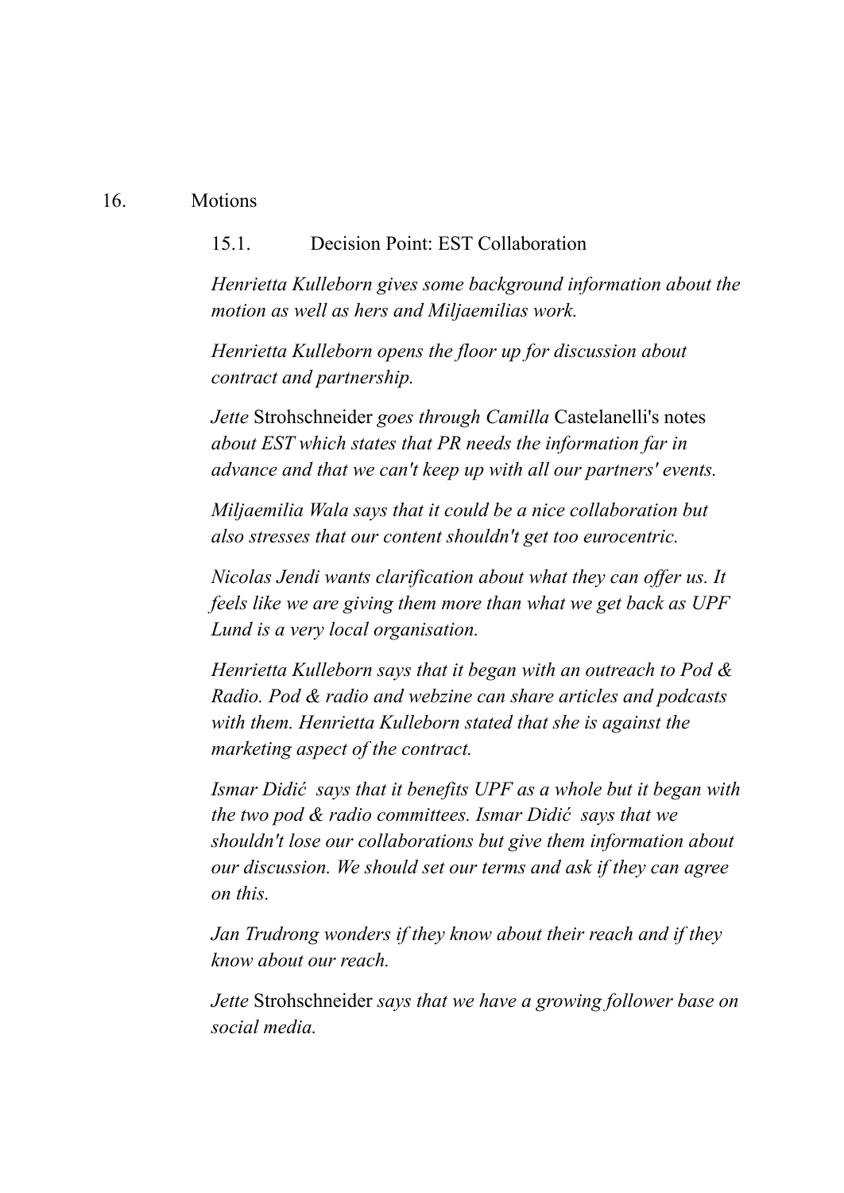16. Motions

15.1. Decision Point: EST Collaboration

*Henrietta Kulleborn gives some background information about the motion as well as hers and Miljaemilias work.*

*Henrietta Kulleborn opens the floor up for discussion about contract and partnership.*

*Jette* Strohschneider *goes through Camilla* Castelanelli's notes *about EST which states that PR needs the information far in advance and that we can't keep up with all our partners' events.*

*Miljaemilia Wala says that it could be a nice collaboration but also stresses that our content shouldn't get too eurocentric.*

*Nicolas Jendi wants clarification about what they can offer us. It feels like we are giving them more than what we get back as UPF Lund is a very local organisation.*

*Henrietta Kulleborn says that it began with an outreach to Pod & Radio. Pod & radio and webzine can share articles and podcasts with them. Henrietta Kulleborn stated that she is against the marketing aspect of the contract.*

*Ismar Didić says that it benefits UPF as a whole but it began with the two pod & radio committees. Ismar Didić says that we shouldn't lose our collaborations but give them information about our discussion. We should set our terms and ask if they can agree on this.*

*Jan Trudrong wonders if they know about their reach and if they know about our reach.*

*Jette* Strohschneider *says that we have a growing follower base on social media.*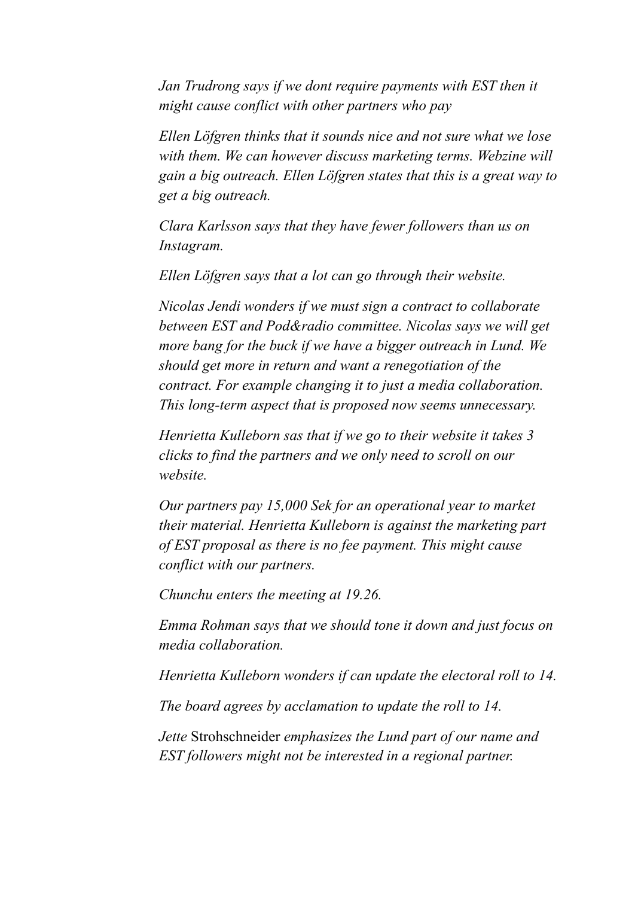*Jan Trudrong says if we dont require payments with EST then it might cause conflict with other partners who pay*

*Ellen Löfgren thinks that it sounds nice and not sure what we lose with them. We can however discuss marketing terms. Webzine will gain a big outreach. Ellen Löfgren states that this is a great way to get a big outreach.*

*Clara Karlsson says that they have fewer followers than us on Instagram.*

*Ellen Löfgren says that a lot can go through their website.*

*Nicolas Jendi wonders if we must sign a contract to collaborate between EST and Pod&radio committee. Nicolas says we will get more bang for the buck if we have a bigger outreach in Lund. We should get more in return and want a renegotiation of the contract. For example changing it to just a media collaboration. This long-term aspect that is proposed now seems unnecessary.*

*Henrietta Kulleborn sas that if we go to their website it takes 3 clicks to find the partners and we only need to scroll on our website.*

*Our partners pay 15,000 Sek for an operational year to market their material. Henrietta Kulleborn is against the marketing part of EST proposal as there is no fee payment. This might cause conflict with our partners.*

*Chunchu enters the meeting at 19.26.*

*Emma Rohman says that we should tone it down and just focus on media collaboration.*

*Henrietta Kulleborn wonders if can update the electoral roll to 14.*

*The board agrees by acclamation to update the roll to 14.*

*Jette* Strohschneider *emphasizes the Lund part of our name and EST followers might not be interested in a regional partner.*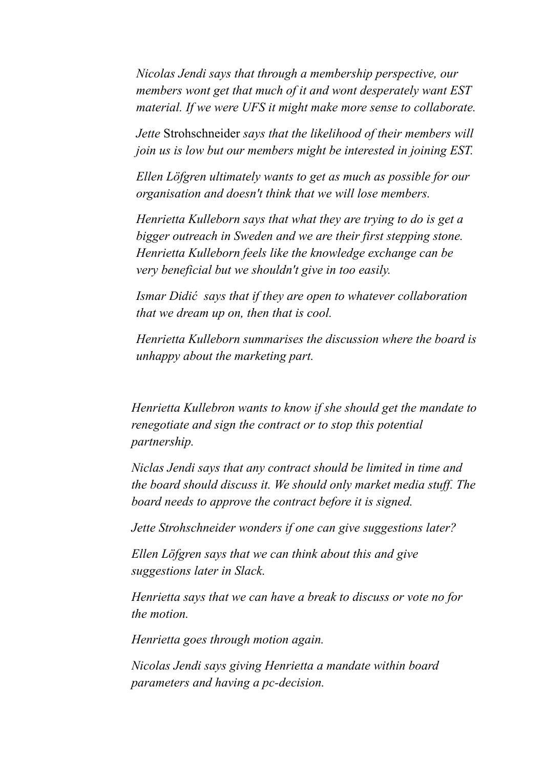*Nicolas Jendi says that through a membership perspective, our members wont get that much of it and wont desperately want EST material. If we were UFS it might make more sense to collaborate.*

*Jette* Strohschneider *says that the likelihood of their members will join us is low but our members might be interested in joining EST.*

*Ellen Löfgren ultimately wants to get as much as possible for our organisation and doesn't think that we will lose members.*

*Henrietta Kulleborn says that what they are trying to do is get a bigger outreach in Sweden and we are their first stepping stone. Henrietta Kulleborn feels like the knowledge exchange can be very beneficial but we shouldn't give in too easily.*

*Ismar Didić says that if they are open to whatever collaboration that we dream up on, then that is cool.*

*Henrietta Kulleborn summarises the discussion where the board is unhappy about the marketing part.*

*Henrietta Kullebron wants to know if she should get the mandate to renegotiate and sign the contract or to stop this potential partnership.*

*Niclas Jendi says that any contract should be limited in time and the board should discuss it. We should only market media stuff. The board needs to approve the contract before it is signed.*

*Jette Strohschneider wonders if one can give suggestions later?*

*Ellen Löfgren says that we can think about this and give suggestions later in Slack.*

*Henrietta says that we can have a break to discuss or vote no for the motion.*

*Henrietta goes through motion again.*

*Nicolas Jendi says giving Henrietta a mandate within board parameters and having a pc-decision.*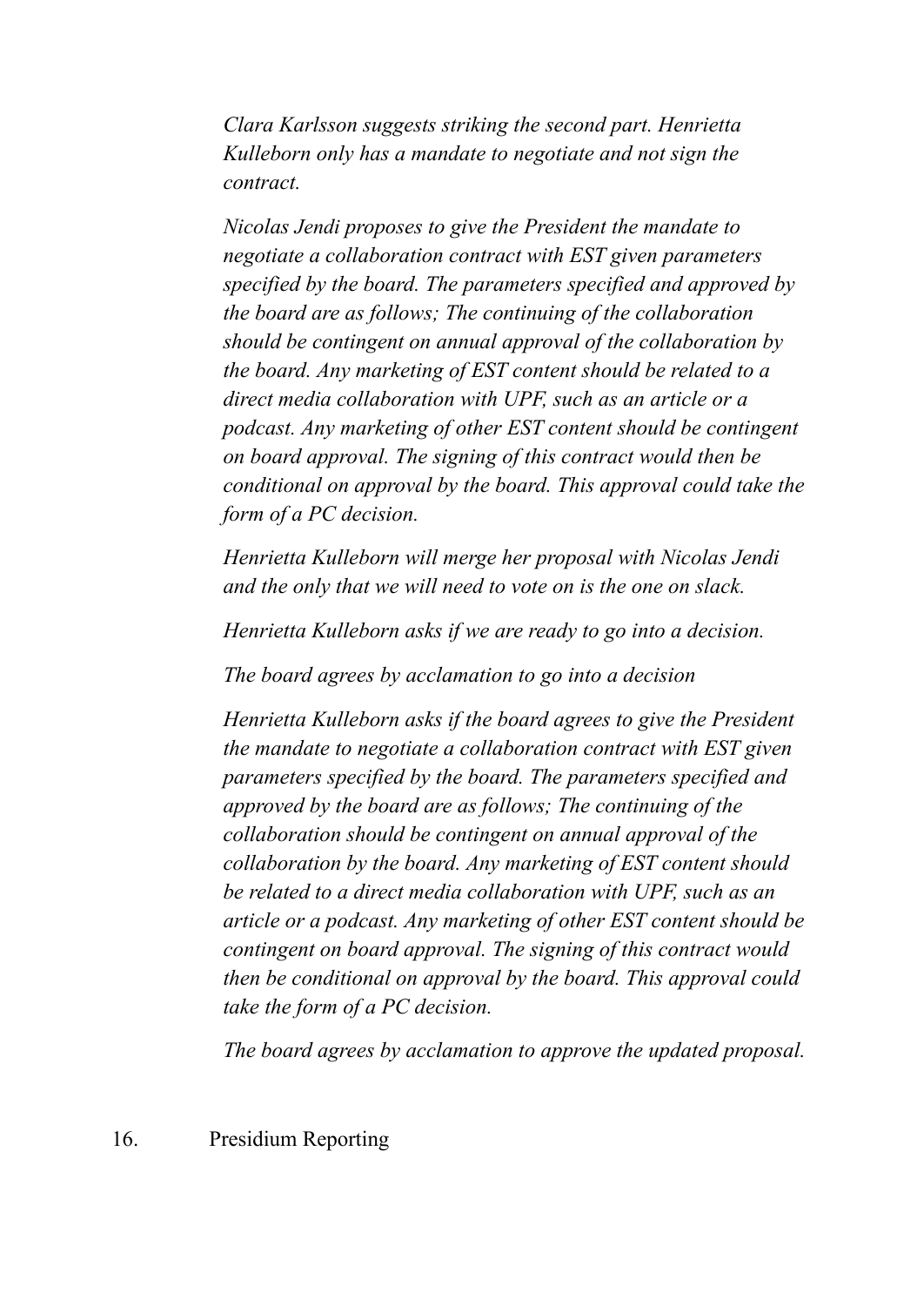*Clara Karlsson suggests striking the second part. Henrietta Kulleborn only has a mandate to negotiate and not sign the contract.*

*Nicolas Jendi proposes to give the President the mandate to negotiate a collaboration contract with EST given parameters specified by the board. The parameters specified and approved by the board are as follows; The continuing of the collaboration should be contingent on annual approval of the collaboration by the board. Any marketing of EST content should be related to a direct media collaboration with UPF, such as an article or a podcast. Any marketing of other EST content should be contingent on board approval. The signing of this contract would then be conditional on approval by the board. This approval could take the form of a PC decision.*

*Henrietta Kulleborn will merge her proposal with Nicolas Jendi and the only that we will need to vote on is the one on slack.*

*Henrietta Kulleborn asks if we are ready to go into a decision.*

*The board agrees by acclamation to go into a decision*

*Henrietta Kulleborn asks if the board agrees to give the President the mandate to negotiate a collaboration contract with EST given parameters specified by the board. The parameters specified and approved by the board are as follows; The continuing of the collaboration should be contingent on annual approval of the collaboration by the board. Any marketing of EST content should be related to a direct media collaboration with UPF, such as an article or a podcast. Any marketing of other EST content should be contingent on board approval. The signing of this contract would then be conditional on approval by the board. This approval could take the form of a PC decision.*

*The board agrees by acclamation to approve the updated proposal.*

16. Presidium Reporting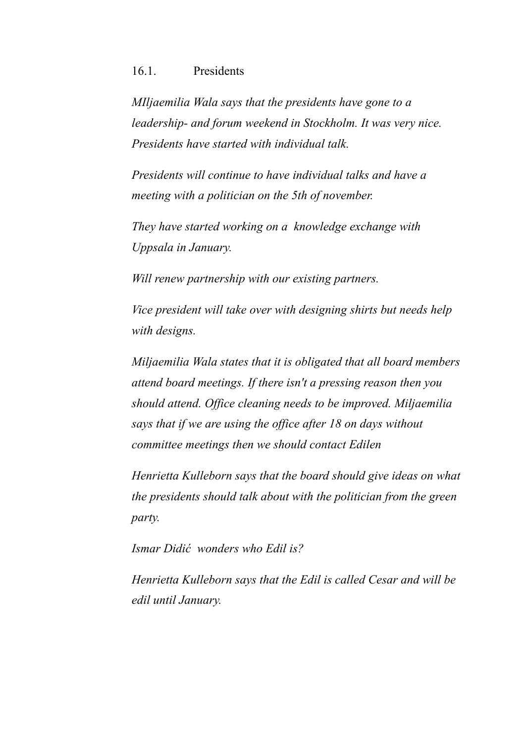## 16.1. Presidents

*MIljaemilia Wala says that the presidents have gone to a leadership- and forum weekend in Stockholm. It was very nice. Presidents have started with individual talk.*

*Presidents will continue to have individual talks and have a meeting with a politician on the 5th of november.*

*They have started working on a knowledge exchange with Uppsala in January.*

*Will renew partnership with our existing partners.*

*Vice president will take over with designing shirts but needs help with designs.*

*Miljaemilia Wala states that it is obligated that all board members attend board meetings. If there isn't a pressing reason then you should attend. Office cleaning needs to be improved. Miljaemilia says that if we are using the office after 18 on days without committee meetings then we should contact Edilen*

*Henrietta Kulleborn says that the board should give ideas on what the presidents should talk about with the politician from the green party.*

*Ismar Didić wonders who Edil is?*

*Henrietta Kulleborn says that the Edil is called Cesar and will be edil until January.*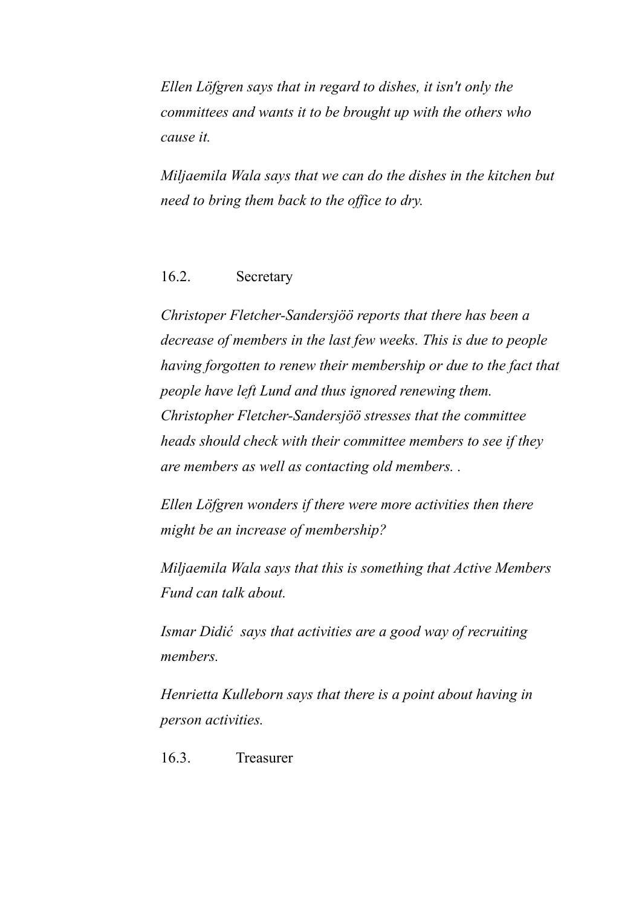*Ellen Löfgren says that in regard to dishes, it isn't only the committees and wants it to be brought up with the others who cause it.*

*Miljaemila Wala says that we can do the dishes in the kitchen but need to bring them back to the office to dry.*

16.2. Secretary

*Christoper Fletcher-Sandersjöö reports that there has been a decrease of members in the last few weeks. This is due to people having forgotten to renew their membership or due to the fact that people have left Lund and thus ignored renewing them. Christopher Fletcher-Sandersjöö stresses that the committee heads should check with their committee members to see if they are members as well as contacting old members. .*

*Ellen Löfgren wonders if there were more activities then there might be an increase of membership?*

*Miljaemila Wala says that this is something that Active Members Fund can talk about.*

*Ismar Didić says that activities are a good way of recruiting members.*

*Henrietta Kulleborn says that there is a point about having in person activities.*

16.3. Treasurer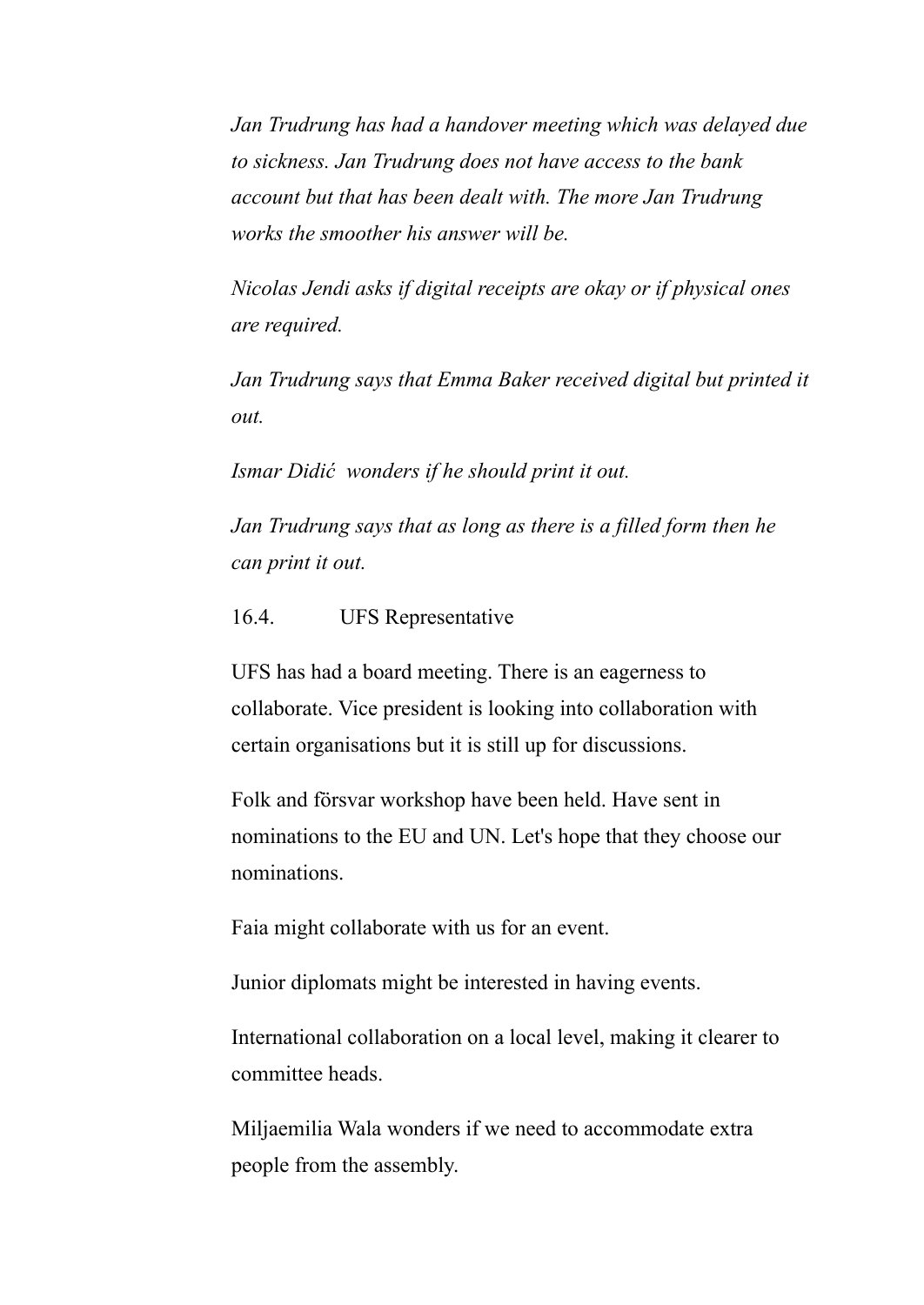*Jan Trudrung has had a handover meeting which was delayed due to sickness. Jan Trudrung does not have access to the bank account but that has been dealt with. The more Jan Trudrung works the smoother his answer will be.*

*Nicolas Jendi asks if digital receipts are okay or if physical ones are required.*

*Jan Trudrung says that Emma Baker received digital but printed it out.*

*Ismar Didić wonders if he should print it out.*

*Jan Trudrung says that as long as there is a filled form then he can print it out.*

16.4. UFS Representative

UFS has had a board meeting. There is an eagerness to collaborate. Vice president is looking into collaboration with certain organisations but it is still up for discussions.

Folk and försvar workshop have been held. Have sent in nominations to the EU and UN. Let's hope that they choose our nominations.

Faia might collaborate with us for an event.

Junior diplomats might be interested in having events.

International collaboration on a local level, making it clearer to committee heads.

Miljaemilia Wala wonders if we need to accommodate extra people from the assembly.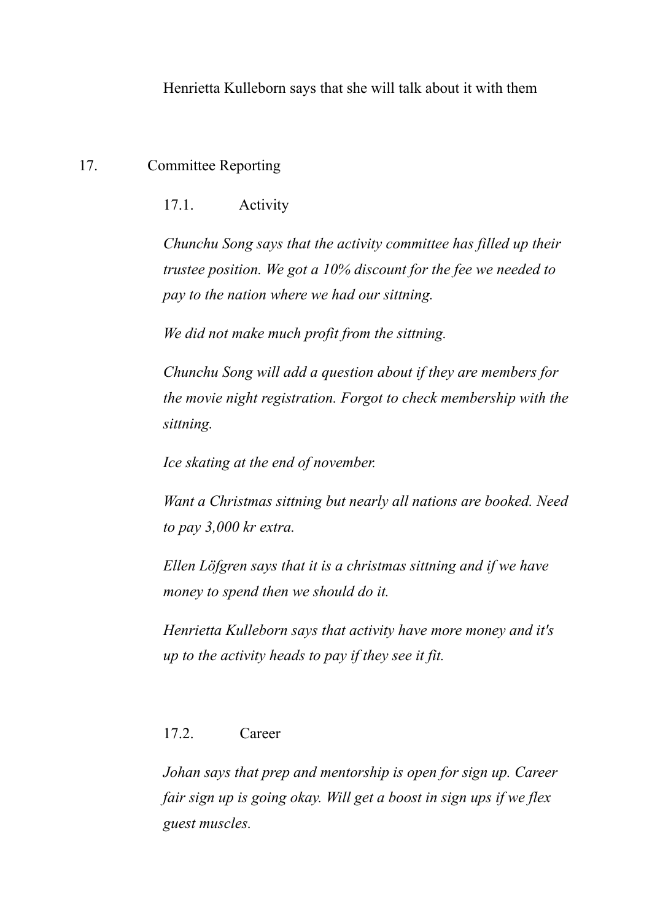Henrietta Kulleborn says that she will talk about it with them

## 17. Committee Reporting

### 17.1. Activity

*Chunchu Song says that the activity committee has filled up their trustee position. We got a 10% discount for the fee we needed to pay to the nation where we had our sittning.*

*We did not make much profit from the sittning.*

*Chunchu Song will add a question about if they are members for the movie night registration. Forgot to check membership with the sittning.*

*Ice skating at the end of november.*

*Want a Christmas sittning but nearly all nations are booked. Need to pay 3,000 kr extra.*

*Ellen Löfgren says that it is a christmas sittning and if we have money to spend then we should do it.*

*Henrietta Kulleborn says that activity have more money and it's up to the activity heads to pay if they see it fit.*

### 17.2. Career

*Johan says that prep and mentorship is open for sign up. Career fair sign up is going okay. Will get a boost in sign ups if we flex guest muscles.*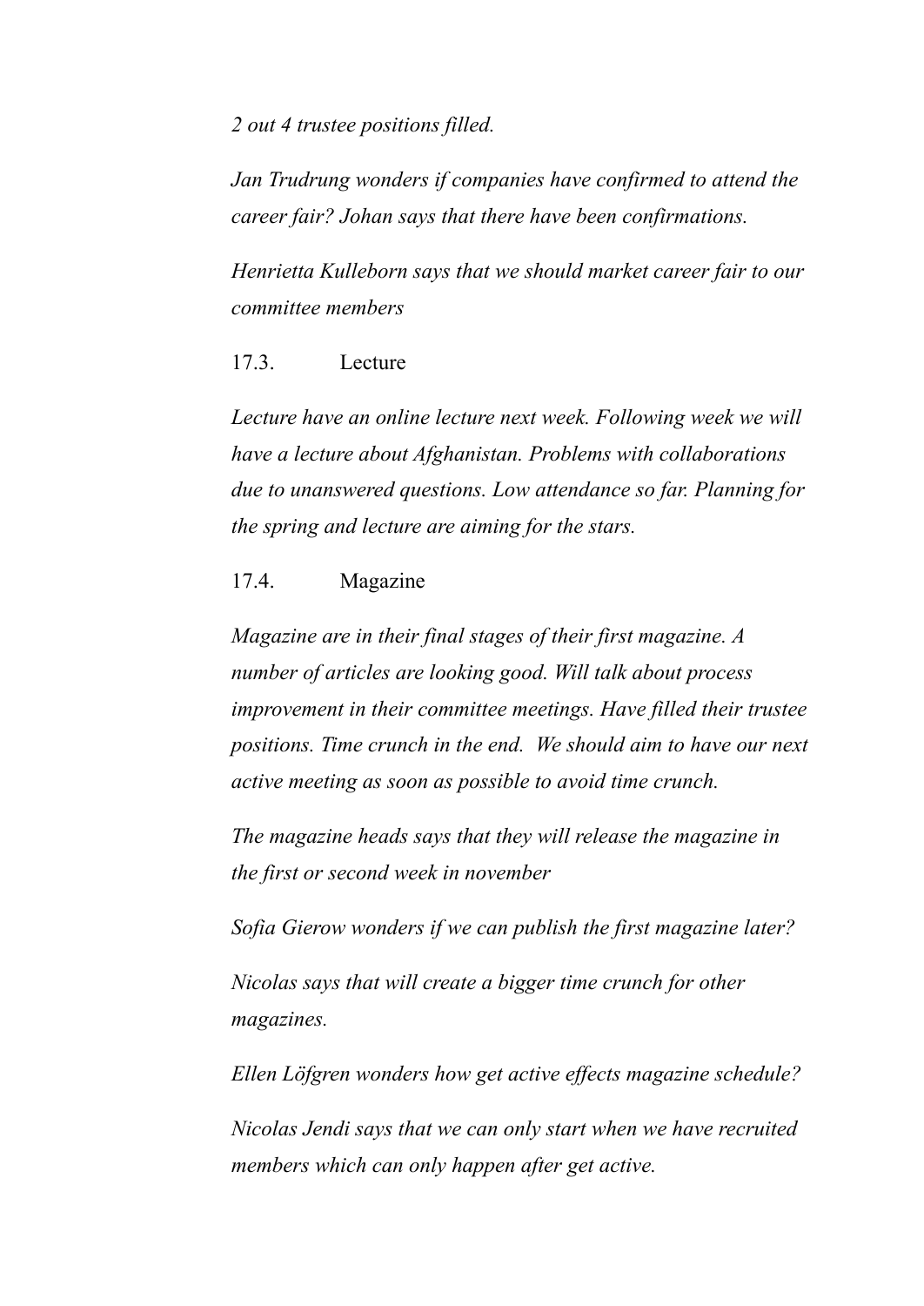*2 out 4 trustee positions filled.*

*Jan Trudrung wonders if companies have confirmed to attend the career fair? Johan says that there have been confirmations.*

*Henrietta Kulleborn says that we should market career fair to our committee members*

17.3. Lecture

*Lecture have an online lecture next week. Following week we will have a lecture about Afghanistan. Problems with collaborations due to unanswered questions. Low attendance so far. Planning for the spring and lecture are aiming for the stars.*

17.4. Magazine

*Magazine are in their final stages of their first magazine. A number of articles are looking good. Will talk about process improvement in their committee meetings. Have filled their trustee positions. Time crunch in the end. We should aim to have our next active meeting as soon as possible to avoid time crunch.*

*The magazine heads says that they will release the magazine in the first or second week in november*

*Sofia Gierow wonders if we can publish the first magazine later?*

*Nicolas says that will create a bigger time crunch for other magazines.*

*Ellen Löfgren wonders how get active effects magazine schedule?*

*Nicolas Jendi says that we can only start when we have recruited members which can only happen after get active.*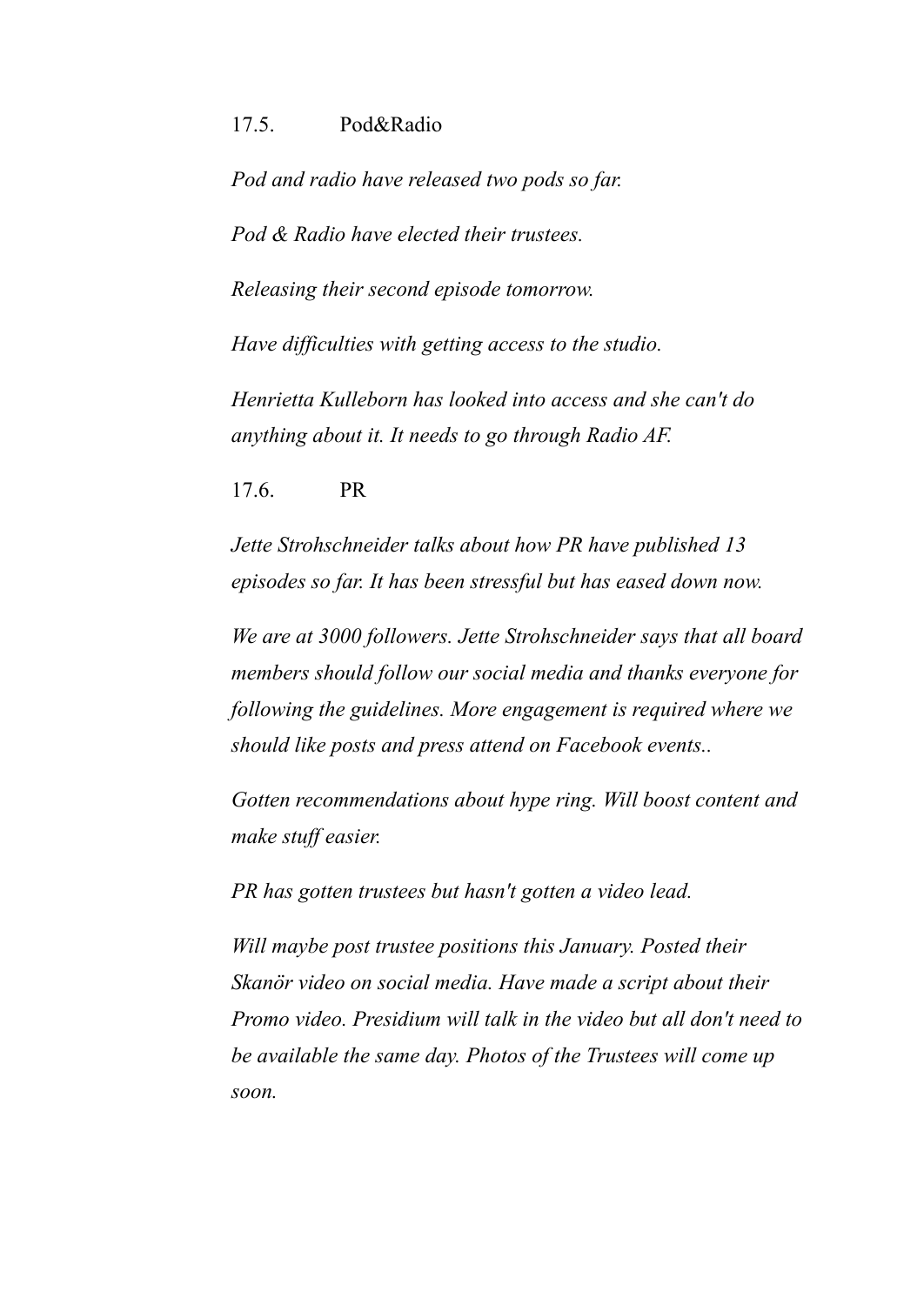### 17.5. Pod&Radio

*Pod and radio have released two pods so far.*

*Pod & Radio have elected their trustees.*

*Releasing their second episode tomorrow.*

*Have difficulties with getting access to the studio.*

*Henrietta Kulleborn has looked into access and she can't do anything about it. It needs to go through Radio AF.*

### 17.6. PR

*Jette Strohschneider talks about how PR have published 13 episodes so far. It has been stressful but has eased down now.*

*We are at 3000 followers. Jette Strohschneider says that all board members should follow our social media and thanks everyone for following the guidelines. More engagement is required where we should like posts and press attend on Facebook events..*

*Gotten recommendations about hype ring. Will boost content and make stuff easier.*

*PR has gotten trustees but hasn't gotten a video lead.*

*Will maybe post trustee positions this January. Posted their Skanör video on social media. Have made a script about their Promo video. Presidium will talk in the video but all don't need to be available the same day. Photos of the Trustees will come up soon.*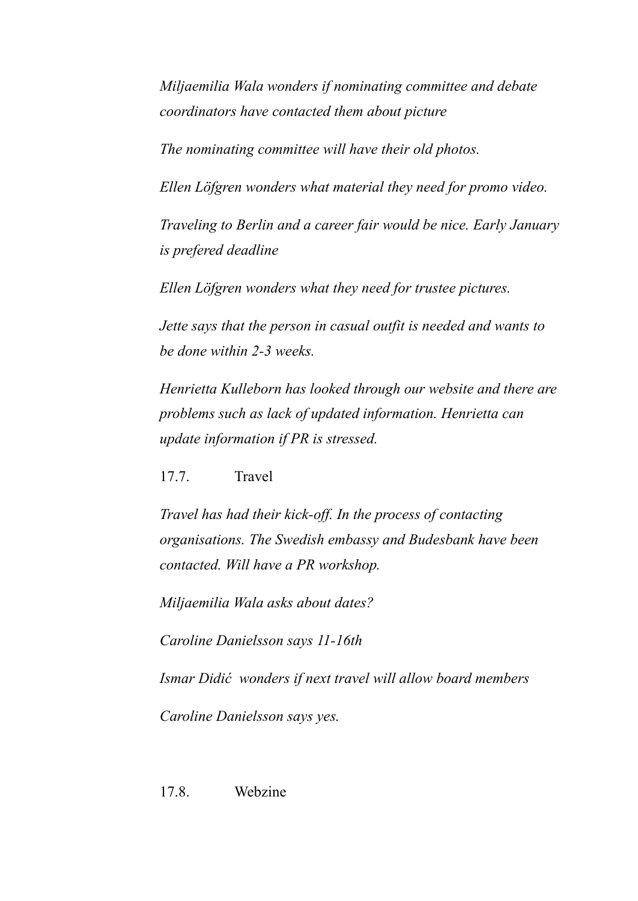*Miljaemilia Wala wonders if nominating committee and debate coordinators have contacted them about picture*

*The nominating committee will have their old photos.*

*Ellen Löfgren wonders what material they need for promo video.*

*Traveling to Berlin and a career fair would be nice. Early January is prefered deadline*

*Ellen Löfgren wonders what they need for trustee pictures.*

*Jette says that the person in casual outfit is needed and wants to be done within 2-3 weeks.*

*Henrietta Kulleborn has looked through our website and there are problems such as lack of updated information. Henrietta can update information if PR is stressed.*

17.7. Travel

*Travel has had their kick-off. In the process of contacting organisations. The Swedish embassy and Budesbank have been contacted. Will have a PR workshop.*

*Miljaemilia Wala asks about dates?*

*Caroline Danielsson says 11-16th*

*Ismar Didić wonders if next travel will allow board members*

*Caroline Danielsson says yes.*

17.8. Webzine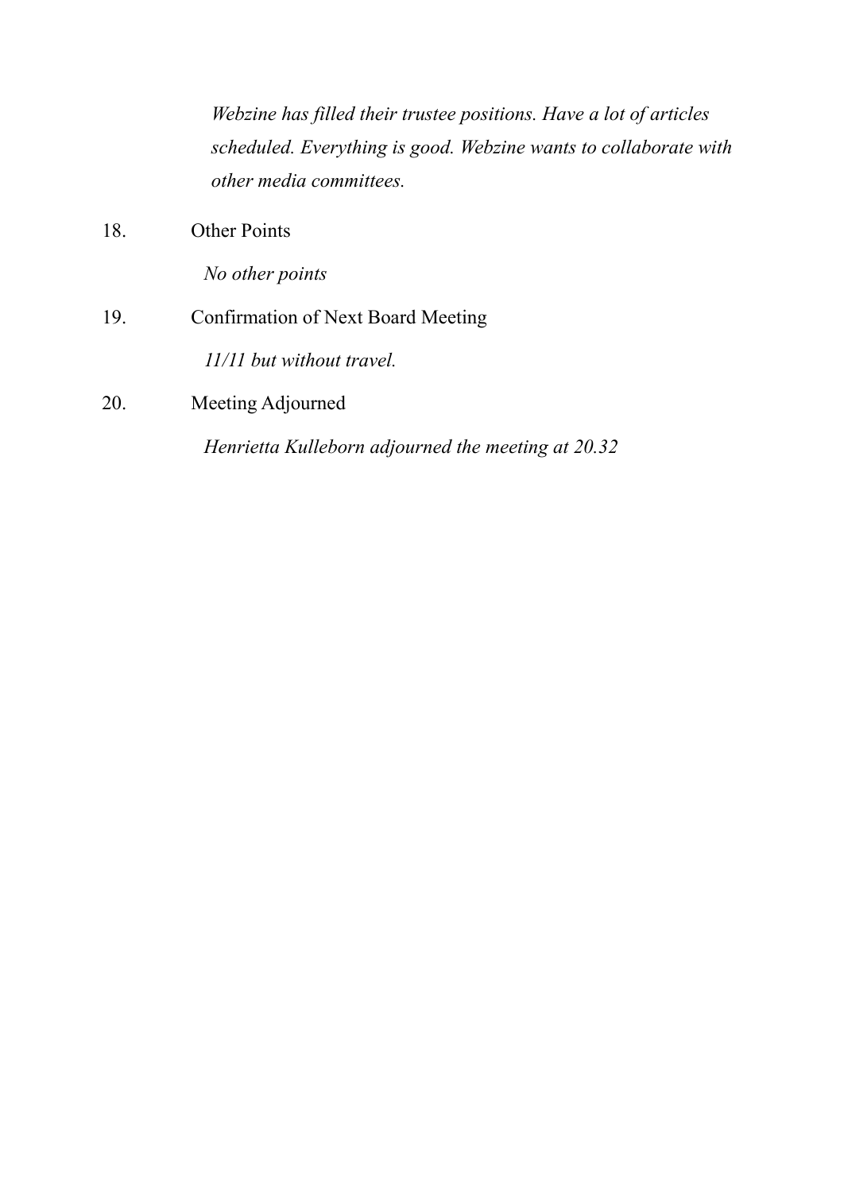*Webzine has filled their trustee positions. Have a lot of articles scheduled. Everything is good. Webzine wants to collaborate with other media committees.*

18. Other Points

*No other points*

19. Confirmation of Next Board Meeting

*11/11 but without travel.*

20. Meeting Adjourned

*Henrietta Kulleborn adjourned the meeting at 20.32*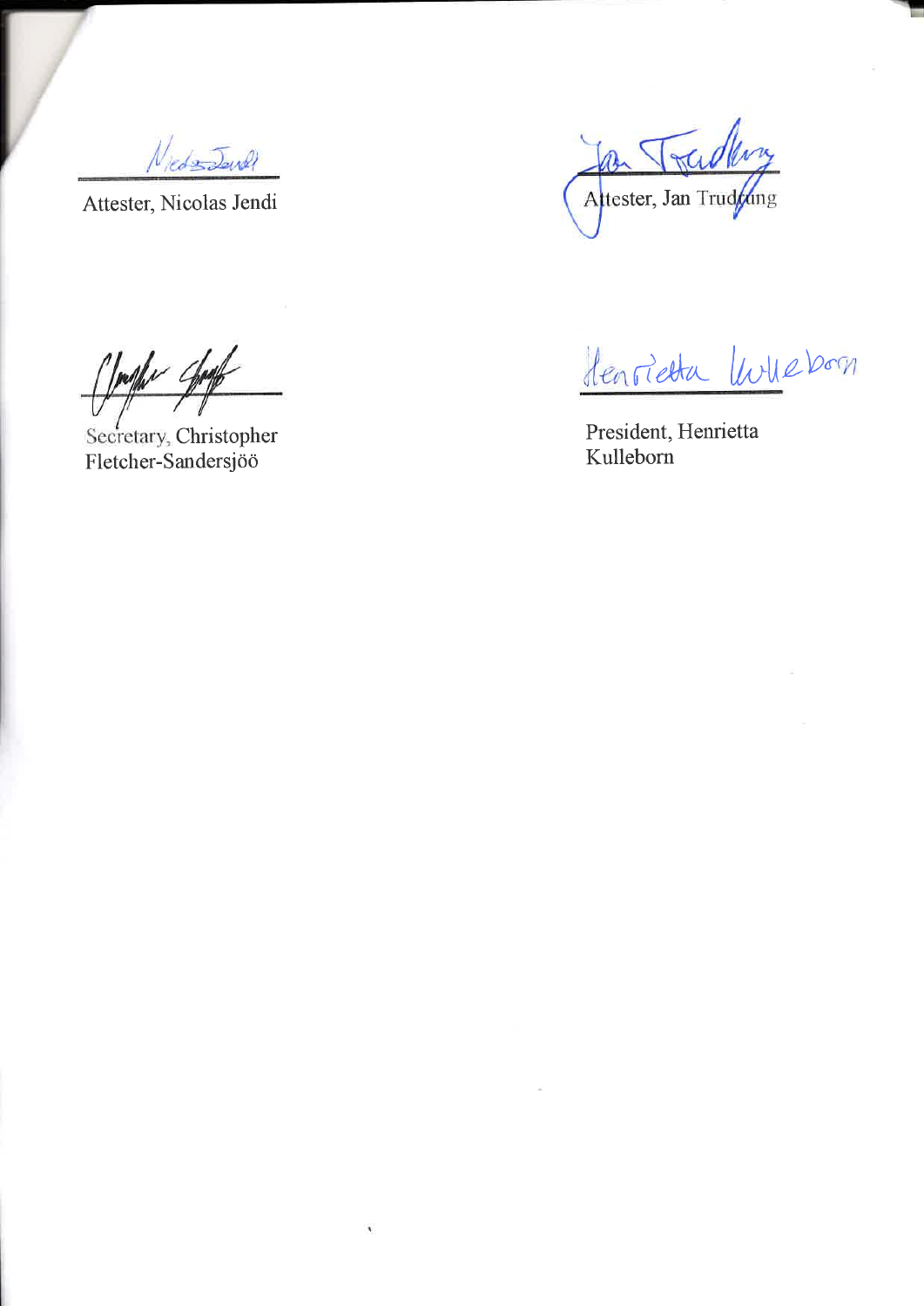Attester, Nicolas Jendi

Attester, Jan Trudung

Secretary, Christopher Fletcher-Sandersjöö

President, Henrietta Kulleborn